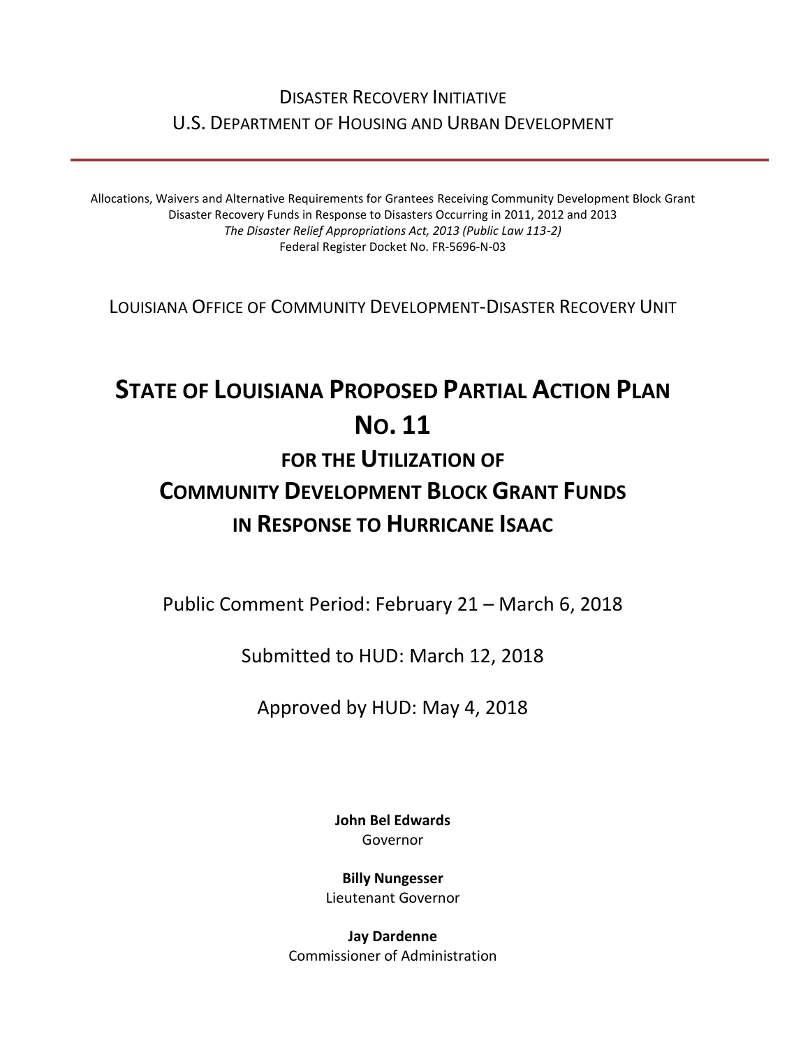Disaster Recovery Initiative
U.S. Department of Housing and Urban Development

---

Allocations, Waivers and Alternative Requirements for Grantees Receiving Community Development Block Grant Disaster Recovery Funds in Response to Disasters Occurring in 2011, 2012 and 2013
*The Disaster Relief Appropriations Act, 2013 (Public Law 113-2)*
Federal Register Docket No. FR-5696-N-03

Louisiana Office of Community Development-Disaster Recovery Unit

# State of Louisiana Proposed Partial Action Plan No. 11

## for the Utilization of Community Development Block Grant Funds in Response to Hurricane Isaac

Public Comment Period: February 21 – March 6, 2018

Submitted to HUD: March 12, 2018

Approved by HUD: May 4, 2018

**John Bel Edwards**
Governor

**Billy Nungesser**
Lieutenant Governor

**Jay Dardenne**
Commissioner of Administration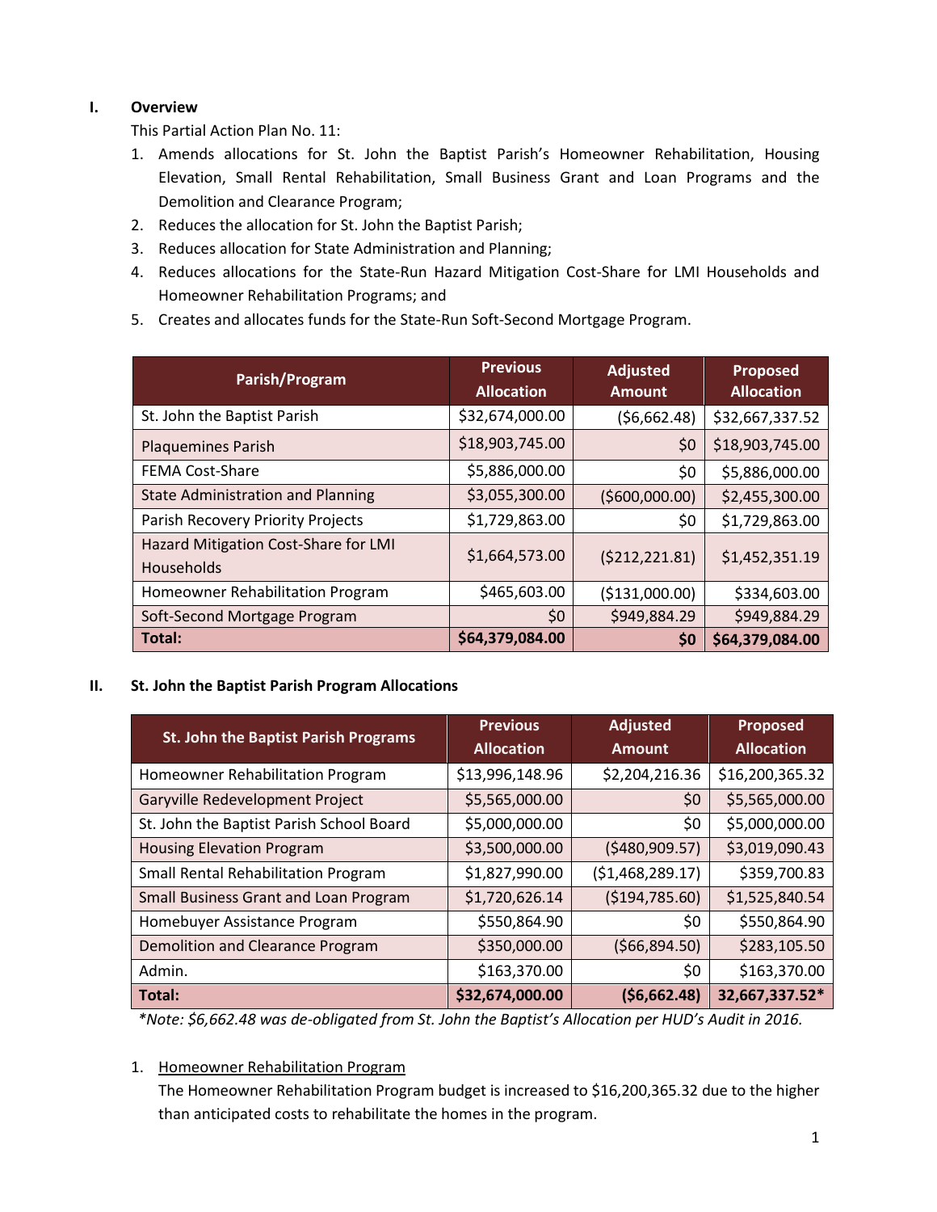## I. Overview

This Partial Action Plan No. 11:

1. Amends allocations for St. John the Baptist Parish's Homeowner Rehabilitation, Housing Elevation, Small Rental Rehabilitation, Small Business Grant and Loan Programs and the Demolition and Clearance Program;
2. Reduces the allocation for St. John the Baptist Parish;
3. Reduces allocation for State Administration and Planning;
4. Reduces allocations for the State-Run Hazard Mitigation Cost-Share for LMI Households and Homeowner Rehabilitation Programs; and
5. Creates and allocates funds for the State-Run Soft-Second Mortgage Program.

| Parish/Program | Previous Allocation | Adjusted Amount | Proposed Allocation |
|---|---|---|---|
| St. John the Baptist Parish | $32,674,000.00 | ($6,662.48) | $32,667,337.52 |
| Plaquemines Parish | $18,903,745.00 | $0 | $18,903,745.00 |
| FEMA Cost-Share | $5,886,000.00 | $0 | $5,886,000.00 |
| State Administration and Planning | $3,055,300.00 | ($600,000.00) | $2,455,300.00 |
| Parish Recovery Priority Projects | $1,729,863.00 | $0 | $1,729,863.00 |
| Hazard Mitigation Cost-Share for LMI Households | $1,664,573.00 | ($212,221.81) | $1,452,351.19 |
| Homeowner Rehabilitation Program | $465,603.00 | ($131,000.00) | $334,603.00 |
| Soft-Second Mortgage Program | $0 | $949,884.29 | $949,884.29 |
| **Total:** | **$64,379,084.00** | **$0** | **$64,379,084.00** |

## II. St. John the Baptist Parish Program Allocations

| St. John the Baptist Parish Programs | Previous Allocation | Adjusted Amount | Proposed Allocation |
|---|---|---|---|
| Homeowner Rehabilitation Program | $13,996,148.96 | $2,204,216.36 | $16,200,365.32 |
| Garyville Redevelopment Project | $5,565,000.00 | $0 | $5,565,000.00 |
| St. John the Baptist Parish School Board | $5,000,000.00 | $0 | $5,000,000.00 |
| Housing Elevation Program | $3,500,000.00 | ($480,909.57) | $3,019,090.43 |
| Small Rental Rehabilitation Program | $1,827,990.00 | ($1,468,289.17) | $359,700.83 |
| Small Business Grant and Loan Program | $1,720,626.14 | ($194,785.60) | $1,525,840.54 |
| Homebuyer Assistance Program | $550,864.90 | $0 | $550,864.90 |
| Demolition and Clearance Program | $350,000.00 | ($66,894.50) | $283,105.50 |
| Admin. | $163,370.00 | $0 | $163,370.00 |
| **Total:** | **$32,674,000.00** | **($6,662.48)** | **32,667,337.52*** |

*\*Note: $6,662.48 was de-obligated from St. John the Baptist's Allocation per HUD's Audit in 2016.*

1. Homeowner Rehabilitation Program

   The Homeowner Rehabilitation Program budget is increased to $16,200,365.32 due to the higher than anticipated costs to rehabilitate the homes in the program.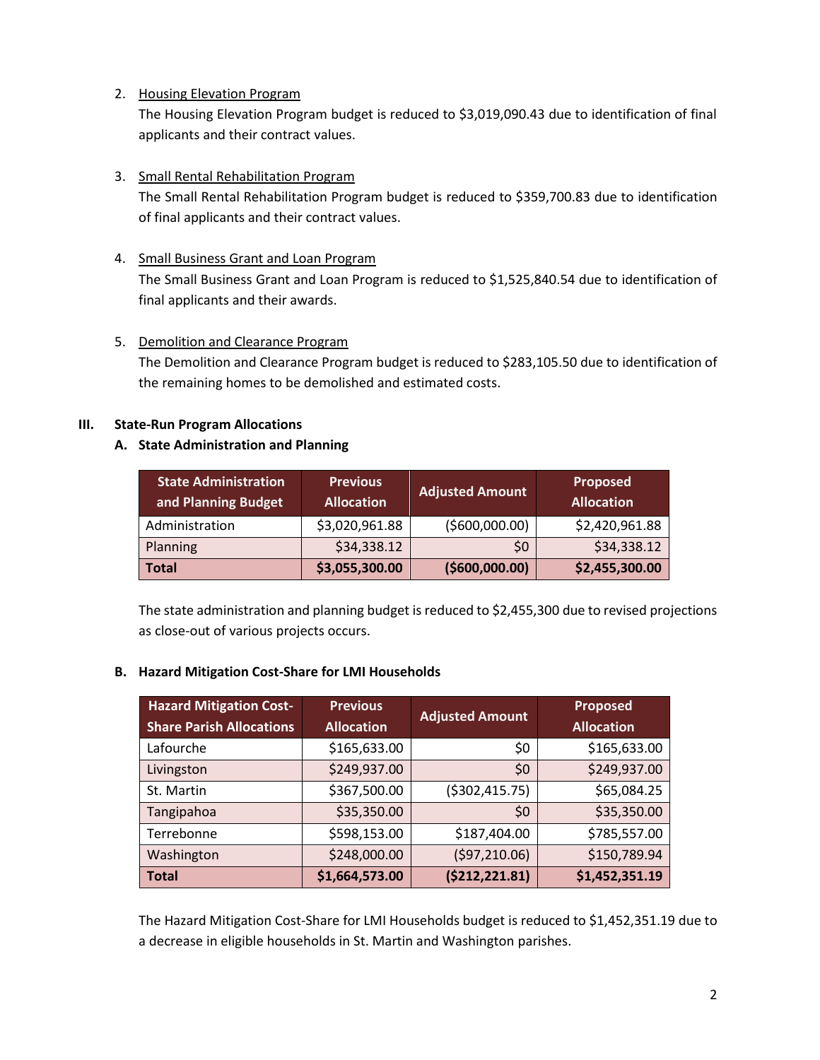2. Housing Elevation Program

   The Housing Elevation Program budget is reduced to $3,019,090.43 due to identification of final applicants and their contract values.

3. Small Rental Rehabilitation Program

   The Small Rental Rehabilitation Program budget is reduced to $359,700.83 due to identification of final applicants and their contract values.

4. Small Business Grant and Loan Program

   The Small Business Grant and Loan Program is reduced to $1,525,840.54 due to identification of final applicants and their awards.

5. Demolition and Clearance Program

   The Demolition and Clearance Program budget is reduced to $283,105.50 due to identification of the remaining homes to be demolished and estimated costs.

## III. State-Run Program Allocations

### A. State Administration and Planning

| State Administration and Planning Budget | Previous Allocation | Adjusted Amount | Proposed Allocation |
|---|---|---|---|
| Administration | $3,020,961.88 | ($600,000.00) | $2,420,961.88 |
| Planning | $34,338.12 | $0 | $34,338.12 |
| **Total** | **$3,055,300.00** | **($600,000.00)** | **$2,455,300.00** |

The state administration and planning budget is reduced to $2,455,300 due to revised projections as close-out of various projects occurs.

### B. Hazard Mitigation Cost-Share for LMI Households

| Hazard Mitigation Cost-Share Parish Allocations | Previous Allocation | Adjusted Amount | Proposed Allocation |
|---|---|---|---|
| Lafourche | $165,633.00 | $0 | $165,633.00 |
| Livingston | $249,937.00 | $0 | $249,937.00 |
| St. Martin | $367,500.00 | ($302,415.75) | $65,084.25 |
| Tangipahoa | $35,350.00 | $0 | $35,350.00 |
| Terrebonne | $598,153.00 | $187,404.00 | $785,557.00 |
| Washington | $248,000.00 | ($97,210.06) | $150,789.94 |
| **Total** | **$1,664,573.00** | **($212,221.81)** | **$1,452,351.19** |

The Hazard Mitigation Cost-Share for LMI Households budget is reduced to $1,452,351.19 due to a decrease in eligible households in St. Martin and Washington parishes.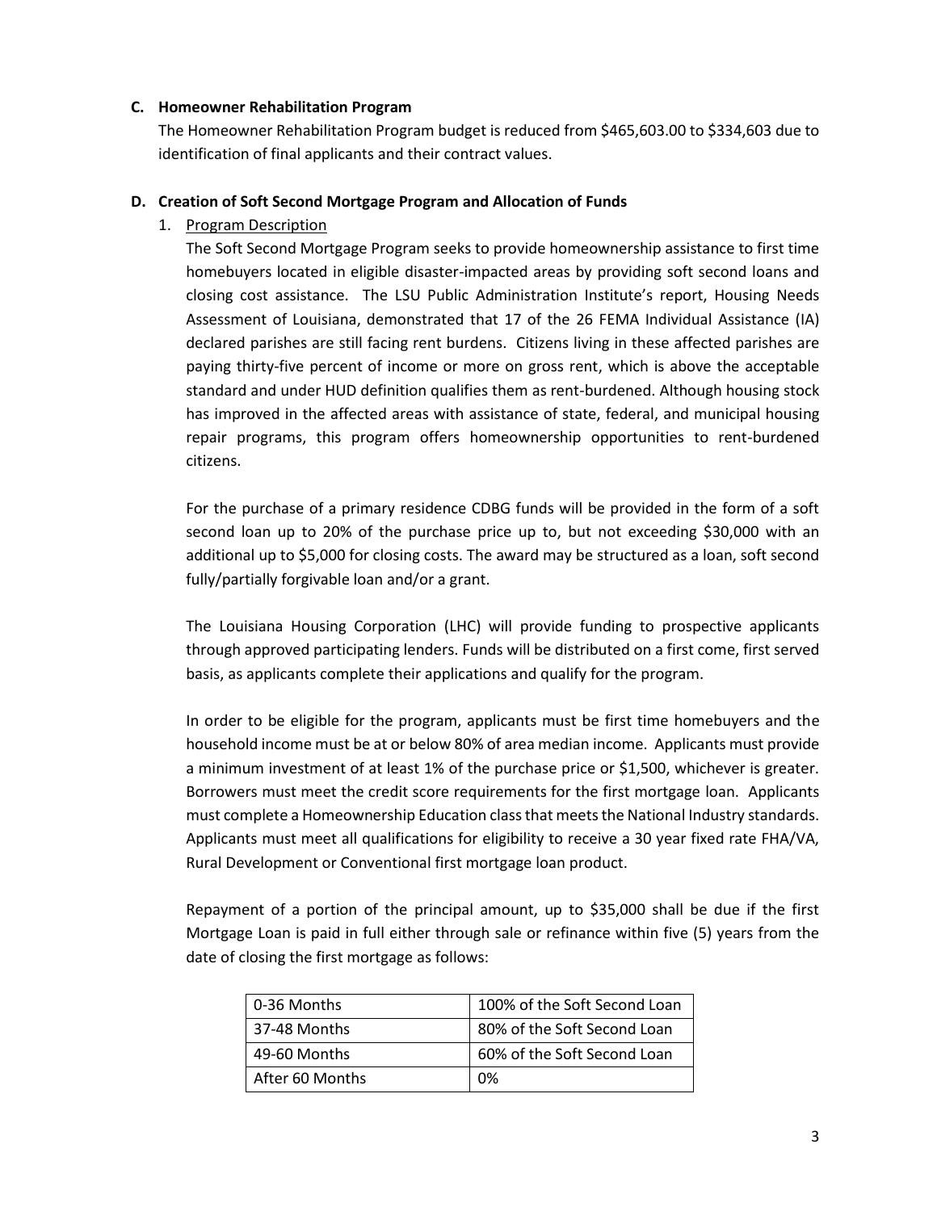### C. Homeowner Rehabilitation Program

The Homeowner Rehabilitation Program budget is reduced from $465,603.00 to $334,603 due to identification of final applicants and their contract values.

### D. Creation of Soft Second Mortgage Program and Allocation of Funds

1. Program Description

The Soft Second Mortgage Program seeks to provide homeownership assistance to first time homebuyers located in eligible disaster-impacted areas by providing soft second loans and closing cost assistance. The LSU Public Administration Institute's report, Housing Needs Assessment of Louisiana, demonstrated that 17 of the 26 FEMA Individual Assistance (IA) declared parishes are still facing rent burdens. Citizens living in these affected parishes are paying thirty-five percent of income or more on gross rent, which is above the acceptable standard and under HUD definition qualifies them as rent-burdened. Although housing stock has improved in the affected areas with assistance of state, federal, and municipal housing repair programs, this program offers homeownership opportunities to rent-burdened citizens.

For the purchase of a primary residence CDBG funds will be provided in the form of a soft second loan up to 20% of the purchase price up to, but not exceeding $30,000 with an additional up to $5,000 for closing costs. The award may be structured as a loan, soft second fully/partially forgivable loan and/or a grant.

The Louisiana Housing Corporation (LHC) will provide funding to prospective applicants through approved participating lenders. Funds will be distributed on a first come, first served basis, as applicants complete their applications and qualify for the program.

In order to be eligible for the program, applicants must be first time homebuyers and the household income must be at or below 80% of area median income. Applicants must provide a minimum investment of at least 1% of the purchase price or $1,500, whichever is greater. Borrowers must meet the credit score requirements for the first mortgage loan. Applicants must complete a Homeownership Education class that meets the National Industry standards. Applicants must meet all qualifications for eligibility to receive a 30 year fixed rate FHA/VA, Rural Development or Conventional first mortgage loan product.

Repayment of a portion of the principal amount, up to $35,000 shall be due if the first Mortgage Loan is paid in full either through sale or refinance within five (5) years from the date of closing the first mortgage as follows:

| | |
|---|---|
| 0-36 Months | 100% of the Soft Second Loan |
| 37-48 Months | 80% of the Soft Second Loan |
| 49-60 Months | 60% of the Soft Second Loan |
| After 60 Months | 0% |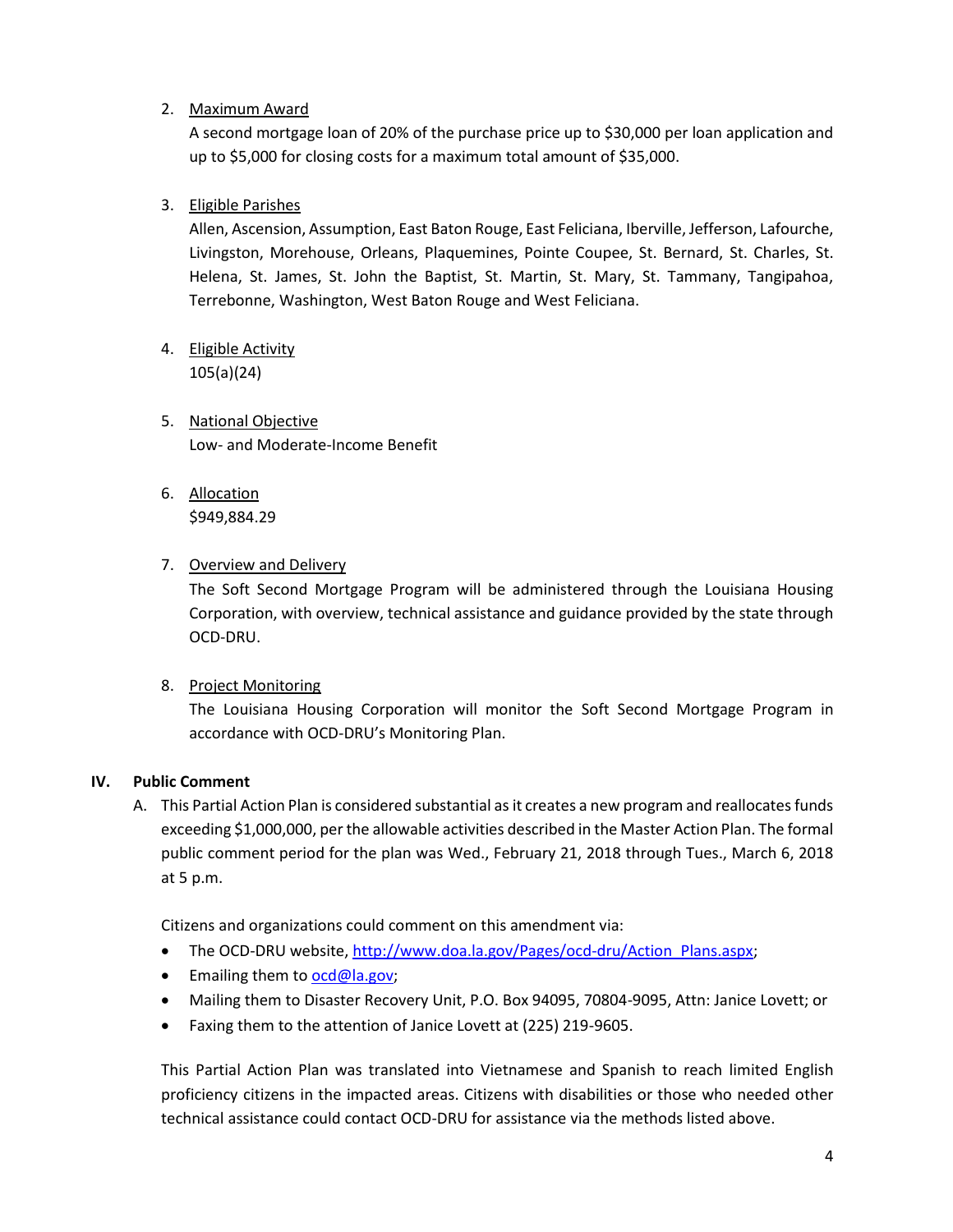2. <u>Maximum Award</u>

   A second mortgage loan of 20% of the purchase price up to $30,000 per loan application and up to $5,000 for closing costs for a maximum total amount of $35,000.

3. <u>Eligible Parishes</u>

   Allen, Ascension, Assumption, East Baton Rouge, East Feliciana, Iberville, Jefferson, Lafourche, Livingston, Morehouse, Orleans, Plaquemines, Pointe Coupee, St. Bernard, St. Charles, St. Helena, St. James, St. John the Baptist, St. Martin, St. Mary, St. Tammany, Tangipahoa, Terrebonne, Washington, West Baton Rouge and West Feliciana.

4. <u>Eligible Activity</u>

   105(a)(24)

5. <u>National Objective</u>

   Low- and Moderate-Income Benefit

6. <u>Allocation</u>

   $949,884.29

7. <u>Overview and Delivery</u>

   The Soft Second Mortgage Program will be administered through the Louisiana Housing Corporation, with overview, technical assistance and guidance provided by the state through OCD-DRU.

8. <u>Project Monitoring</u>

   The Louisiana Housing Corporation will monitor the Soft Second Mortgage Program in accordance with OCD-DRU's Monitoring Plan.

## IV. Public Comment

A. This Partial Action Plan is considered substantial as it creates a new program and reallocates funds exceeding $1,000,000, per the allowable activities described in the Master Action Plan. The formal public comment period for the plan was Wed., February 21, 2018 through Tues., March 6, 2018 at 5 p.m.

   Citizens and organizations could comment on this amendment via:

   - The OCD-DRU website, [http://www.doa.la.gov/Pages/ocd-dru/Action_Plans.aspx](http://www.doa.la.gov/Pages/ocd-dru/Action_Plans.aspx);
   - Emailing them to [ocd@la.gov](mailto:ocd@la.gov);
   - Mailing them to Disaster Recovery Unit, P.O. Box 94095, 70804-9095, Attn: Janice Lovett; or
   - Faxing them to the attention of Janice Lovett at (225) 219-9605.

   This Partial Action Plan was translated into Vietnamese and Spanish to reach limited English proficiency citizens in the impacted areas. Citizens with disabilities or those who needed other technical assistance could contact OCD-DRU for assistance via the methods listed above.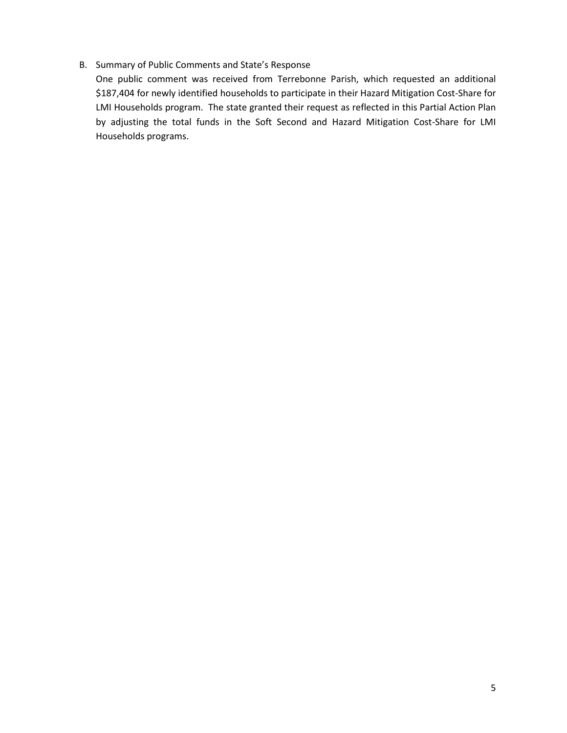B. Summary of Public Comments and State's Response

One public comment was received from Terrebonne Parish, which requested an additional $187,404 for newly identified households to participate in their Hazard Mitigation Cost-Share for LMI Households program. The state granted their request as reflected in this Partial Action Plan by adjusting the total funds in the Soft Second and Hazard Mitigation Cost-Share for LMI Households programs.